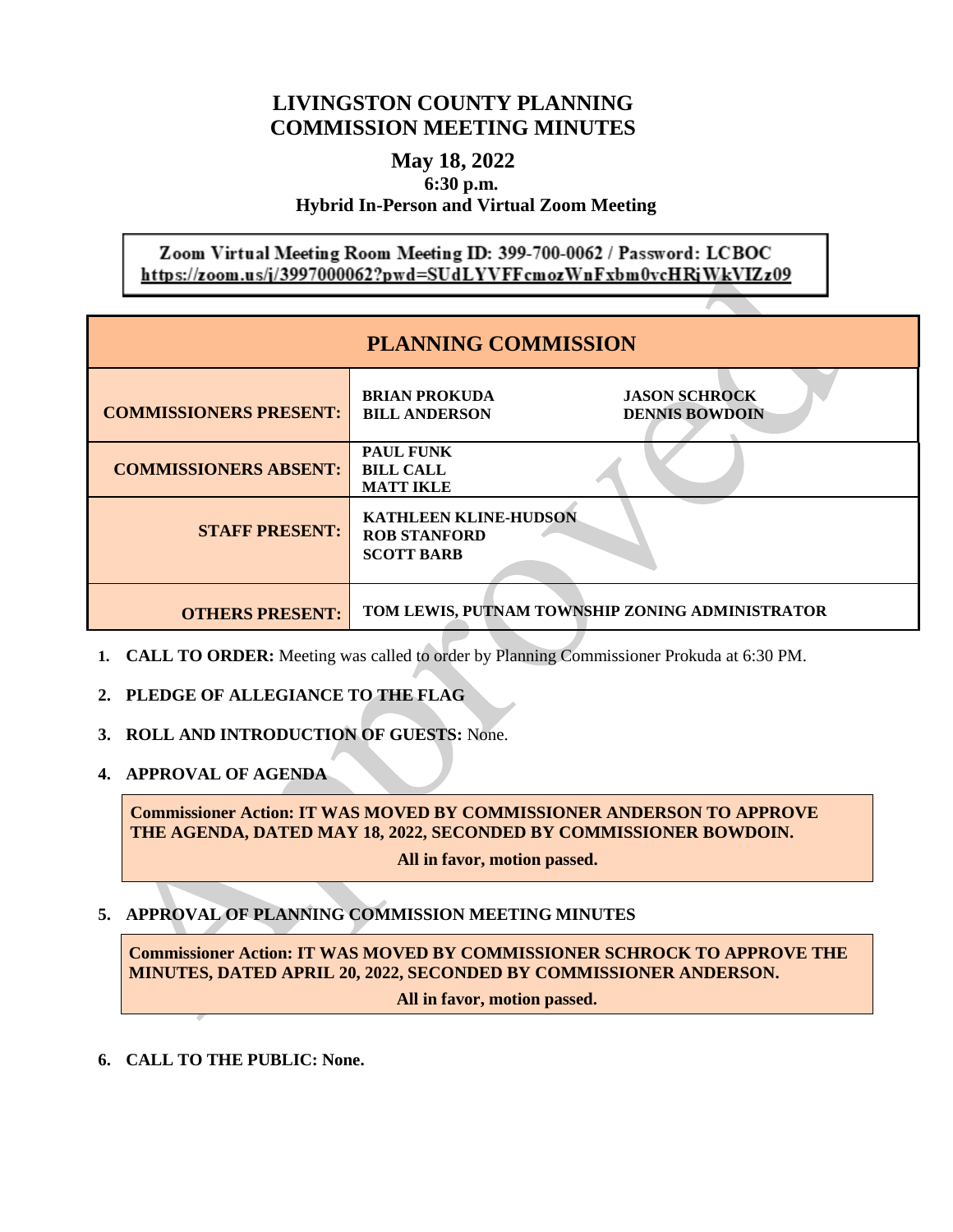# LIVINGSTON COUNTY PLANNING COMMISSION MEETING MINUTES

## May 18, 2022

**6:30 p.m.**

**Hybrid In-Person and Virtual Zoom Meeting**

**Zoom Virtual Meeting Room Meeting ID: 399-700-0062 / Password: LCBOC**
**https://zoom.us/j/3997000062?pwd=SUdLYVFFcmozWnFxbm0vcHRjWkVIZz09**

| PLANNING COMMISSION | | |
|---|---|---|
| **COMMISSIONERS PRESENT:** | **BRIAN PROKUDA**<br>**BILL ANDERSON** | **JASON SCHROCK**<br>**DENNIS BOWDOIN** |
| **COMMISSIONERS ABSENT:** | **PAUL FUNK**<br>**BILL CALL**<br>**MATT IKLE** | |
| **STAFF PRESENT:** | **KATHLEEN KLINE-HUDSON**<br>**ROB STANFORD**<br>**SCOTT BARB** | |
| **OTHERS PRESENT:** | **TOM LEWIS, PUTNAM TOWNSHIP ZONING ADMINISTRATOR** | |

1. **CALL TO ORDER:** Meeting was called to order by Planning Commissioner Prokuda at 6:30 PM.

2. **PLEDGE OF ALLEGIANCE TO THE FLAG**

3. **ROLL AND INTRODUCTION OF GUESTS:** None.

4. **APPROVAL OF AGENDA**

> **Commissioner Action: IT WAS MOVED BY COMMISSIONER ANDERSON TO APPROVE THE AGENDA, DATED MAY 18, 2022, SECONDED BY COMMISSIONER BOWDOIN.**
>
> **All in favor, motion passed.**

5. **APPROVAL OF PLANNING COMMISSION MEETING MINUTES**

> **Commissioner Action: IT WAS MOVED BY COMMISSIONER SCHROCK TO APPROVE THE MINUTES, DATED APRIL 20, 2022, SECONDED BY COMMISSIONER ANDERSON.**
>
> **All in favor, motion passed.**

6. **CALL TO THE PUBLIC: None.**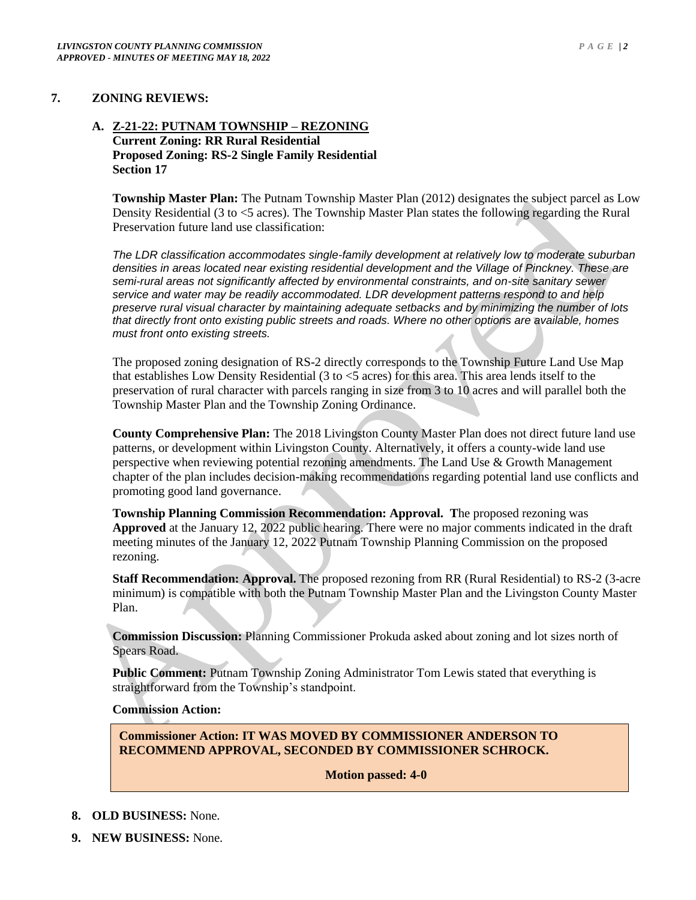## 7. ZONING REVIEWS:

### A. Z-21-22: PUTNAM TOWNSHIP – REZONING

**Current Zoning: RR Rural Residential**
**Proposed Zoning: RS-2 Single Family Residential**
**Section 17**

**Township Master Plan:** The Putnam Township Master Plan (2012) designates the subject parcel as Low Density Residential (3 to <5 acres). The Township Master Plan states the following regarding the Rural Preservation future land use classification:

*The LDR classification accommodates single-family development at relatively low to moderate suburban densities in areas located near existing residential development and the Village of Pinckney. These are semi-rural areas not significantly affected by environmental constraints, and on-site sanitary sewer service and water may be readily accommodated. LDR development patterns respond to and help preserve rural visual character by maintaining adequate setbacks and by minimizing the number of lots that directly front onto existing public streets and roads. Where no other options are available, homes must front onto existing streets.*

The proposed zoning designation of RS-2 directly corresponds to the Township Future Land Use Map that establishes Low Density Residential (3 to <5 acres) for this area. This area lends itself to the preservation of rural character with parcels ranging in size from 3 to 10 acres and will parallel both the Township Master Plan and the Township Zoning Ordinance.

**County Comprehensive Plan:** The 2018 Livingston County Master Plan does not direct future land use patterns, or development within Livingston County. Alternatively, it offers a county-wide land use perspective when reviewing potential rezoning amendments. The Land Use & Growth Management chapter of the plan includes decision-making recommendations regarding potential land use conflicts and promoting good land governance.

**Township Planning Commission Recommendation: Approval. T**he proposed rezoning was **Approved** at the January 12, 2022 public hearing. There were no major comments indicated in the draft meeting minutes of the January 12, 2022 Putnam Township Planning Commission on the proposed rezoning.

**Staff Recommendation: Approval.** The proposed rezoning from RR (Rural Residential) to RS-2 (3-acre minimum) is compatible with both the Putnam Township Master Plan and the Livingston County Master Plan.

**Commission Discussion:** Planning Commissioner Prokuda asked about zoning and lot sizes north of Spears Road.

**Public Comment:** Putnam Township Zoning Administrator Tom Lewis stated that everything is straightforward from the Township's standpoint.

**Commission Action:**

**Commissioner Action: IT WAS MOVED BY COMMISSIONER ANDERSON TO RECOMMEND APPROVAL, SECONDED BY COMMISSIONER SCHROCK.**

**Motion passed: 4-0**

## 8. OLD BUSINESS: None.

## 9. NEW BUSINESS: None.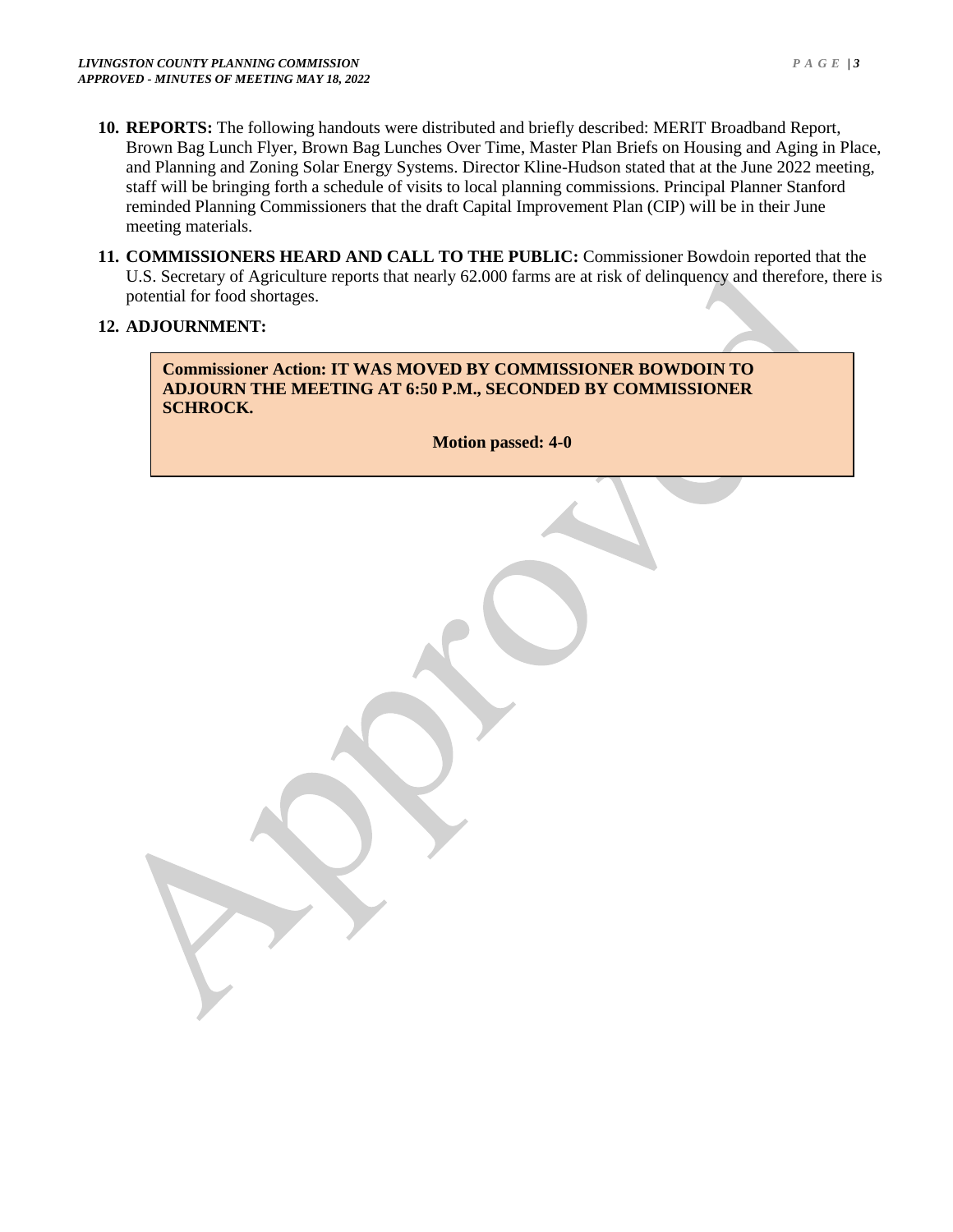10. **REPORTS:** The following handouts were distributed and briefly described: MERIT Broadband Report, Brown Bag Lunch Flyer, Brown Bag Lunches Over Time, Master Plan Briefs on Housing and Aging in Place, and Planning and Zoning Solar Energy Systems. Director Kline-Hudson stated that at the June 2022 meeting, staff will be bringing forth a schedule of visits to local planning commissions. Principal Planner Stanford reminded Planning Commissioners that the draft Capital Improvement Plan (CIP) will be in their June meeting materials.

11. **COMMISSIONERS HEARD AND CALL TO THE PUBLIC:** Commissioner Bowdoin reported that the U.S. Secretary of Agriculture reports that nearly 62.000 farms are at risk of delinquency and therefore, there is potential for food shortages.

12. **ADJOURNMENT:**

> **Commissioner Action: IT WAS MOVED BY COMMISSIONER BOWDOIN TO ADJOURN THE MEETING AT 6:50 P.M., SECONDED BY COMMISSIONER SCHROCK.**
>
> **Motion passed: 4-0**